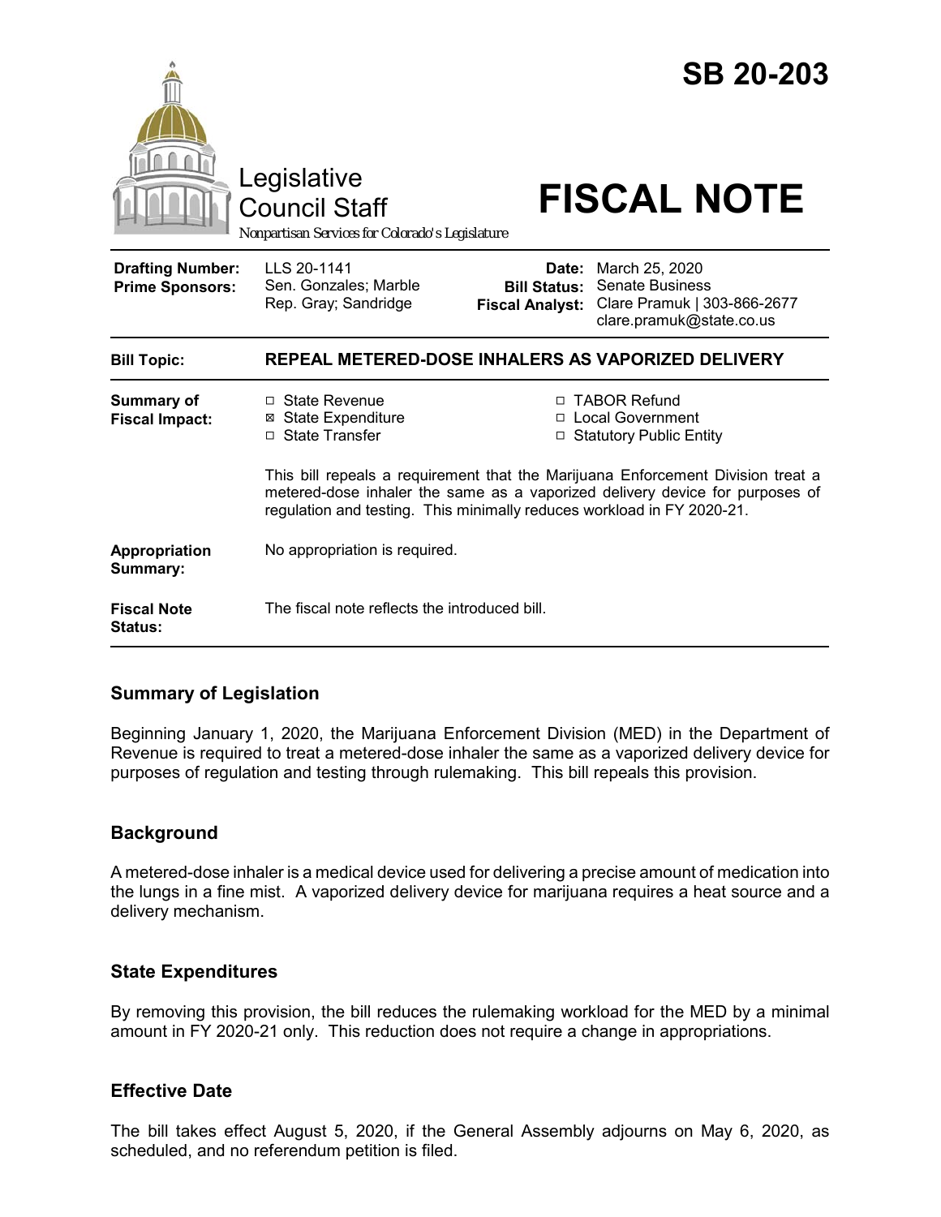# SB 20-203

Legislative Council Staff

*Nonpartisan Services for Colorado's Legislature*

# FISCAL NOTE

| | | | |
|---|---|---|---|
| **Drafting Number:** | LLS 20-1141 | **Date:** | March 25, 2020 |
| **Prime Sponsors:** | Sen. Gonzales; Marble<br>Rep. Gray; Sandridge | **Bill Status:** | Senate Business |
| | | **Fiscal Analyst:** | Clare Pramuk \| 303-866-2677<br>clare.pramuk@state.co.us |

| | |
|---|---|
| **Bill Topic:** | **REPEAL METERED-DOSE INHALERS AS VAPORIZED DELIVERY** |
| **Summary of Fiscal Impact:** | ☐ State Revenue<br>☒ State Expenditure<br>☐ State Transfer<br>☐ TABOR Refund<br>☐ Local Government<br>☐ Statutory Public Entity<br><br>This bill repeals a requirement that the Marijuana Enforcement Division treat a metered-dose inhaler the same as a vaporized delivery device for purposes of regulation and testing. This minimally reduces workload in FY 2020-21. |
| **Appropriation Summary:** | No appropriation is required. |
| **Fiscal Note Status:** | The fiscal note reflects the introduced bill. |

## Summary of Legislation

Beginning January 1, 2020, the Marijuana Enforcement Division (MED) in the Department of Revenue is required to treat a metered-dose inhaler the same as a vaporized delivery device for purposes of regulation and testing through rulemaking. This bill repeals this provision.

## Background

A metered-dose inhaler is a medical device used for delivering a precise amount of medication into the lungs in a fine mist. A vaporized delivery device for marijuana requires a heat source and a delivery mechanism.

## State Expenditures

By removing this provision, the bill reduces the rulemaking workload for the MED by a minimal amount in FY 2020-21 only. This reduction does not require a change in appropriations.

## Effective Date

The bill takes effect August 5, 2020, if the General Assembly adjourns on May 6, 2020, as scheduled, and no referendum petition is filed.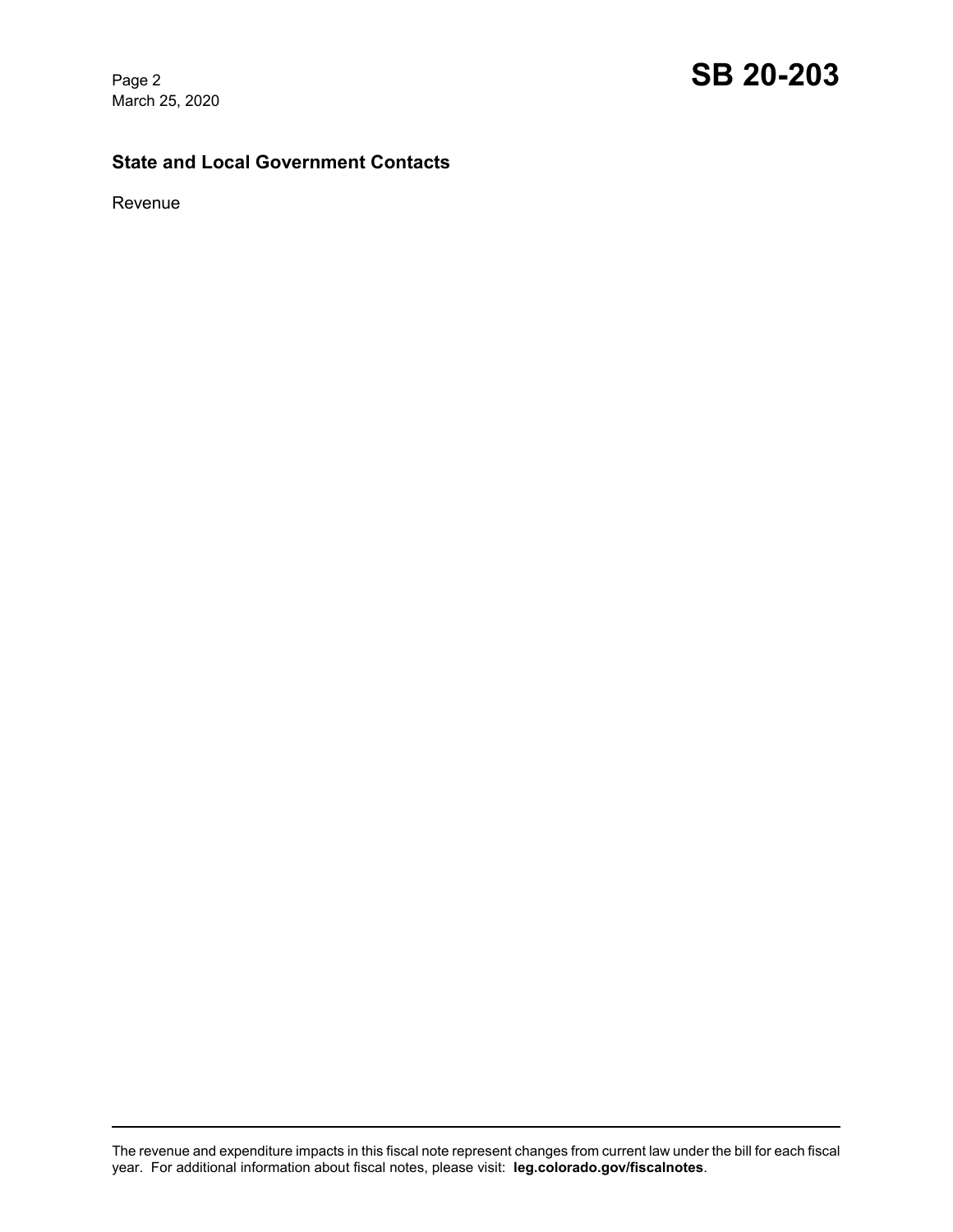## State and Local Government Contacts

Revenue

The revenue and expenditure impacts in this fiscal note represent changes from current law under the bill for each fiscal year. For additional information about fiscal notes, please visit: **leg.colorado.gov/fiscalnotes**.